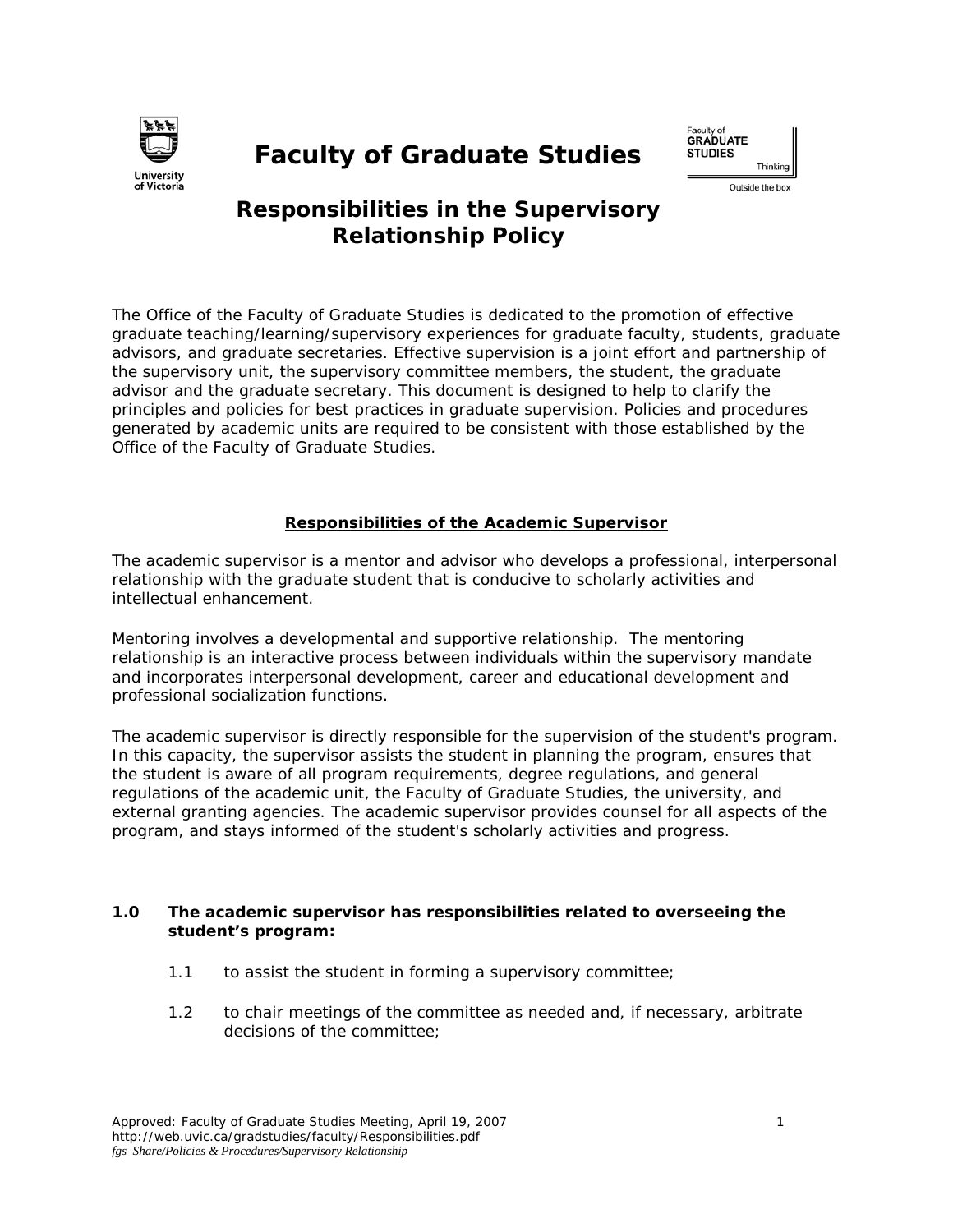# Faculty of Graduate Studies

## Responsibilities in the Supervisory Relationship Policy

The Office of the Faculty of Graduate Studies is dedicated to the promotion of effective graduate teaching/learning/supervisory experiences for graduate faculty, students, graduate advisors, and graduate secretaries. Effective supervision is a joint effort and partnership of the supervisory unit, the supervisory committee members, the student, the graduate advisor and the graduate secretary. This document is designed to help to clarify the principles and policies for best practices in graduate supervision. Policies and procedures generated by academic units are required to be consistent with those established by the Office of the Faculty of Graduate Studies.

### Responsibilities of the Academic Supervisor

The academic supervisor is a mentor and advisor who develops a professional, interpersonal relationship with the graduate student that is conducive to scholarly activities and intellectual enhancement.

Mentoring involves a developmental and supportive relationship. The mentoring relationship is an interactive process between individuals within the supervisory mandate and incorporates interpersonal development, career and educational development and professional socialization functions.

The academic supervisor is directly responsible for the supervision of the student's program. In this capacity, the supervisor assists the student in planning the program, ensures that the student is aware of all program requirements, degree regulations, and general regulations of the academic unit, the Faculty of Graduate Studies, the university, and external granting agencies. The academic supervisor provides counsel for all aspects of the program, and stays informed of the student's scholarly activities and progress.

**1.0 The academic supervisor has responsibilities related to overseeing the student's program:**

- 1.1 to assist the student in forming a supervisory committee;
- 1.2 to chair meetings of the committee as needed and, if necessary, arbitrate decisions of the committee;

Approved: Faculty of Graduate Studies Meeting, April 19, 2007
http://web.uvic.ca/gradstudies/faculty/Responsibilities.pdf
*fgs_Share/Policies & Procedures/Supervisory Relationship*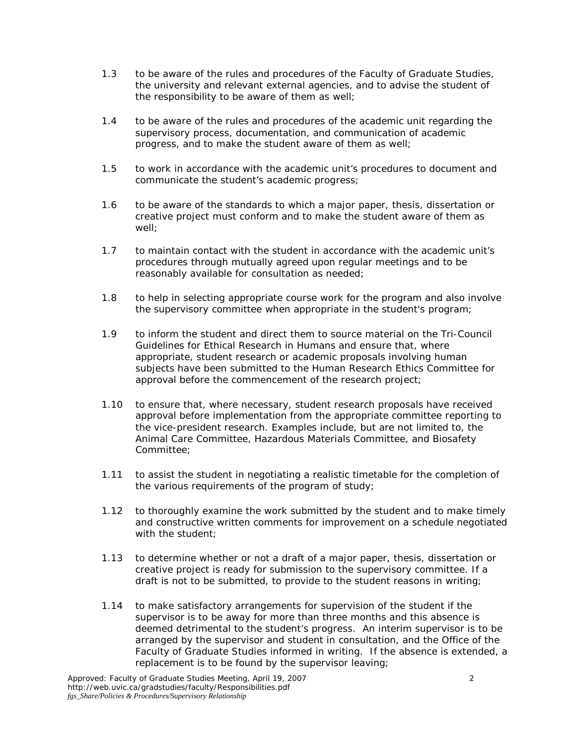1.3 to be aware of the rules and procedures of the Faculty of Graduate Studies, the university and relevant external agencies, and to advise the student of the responsibility to be aware of them as well;

1.4 to be aware of the rules and procedures of the academic unit regarding the supervisory process, documentation, and communication of academic progress, and to make the student aware of them as well;

1.5 to work in accordance with the academic unit's procedures to document and communicate the student's academic progress;

1.6 to be aware of the standards to which a major paper, thesis, dissertation or creative project must conform and to make the student aware of them as well;

1.7 to maintain contact with the student in accordance with the academic unit's procedures through mutually agreed upon regular meetings and to be reasonably available for consultation as needed;

1.8 to help in selecting appropriate course work for the program and also involve the supervisory committee when appropriate in the student's program;

1.9 to inform the student and direct them to source material on the Tri-Council Guidelines for Ethical Research in Humans and ensure that, where appropriate, student research or academic proposals involving human subjects have been submitted to the Human Research Ethics Committee for approval before the commencement of the research project;

1.10 to ensure that, where necessary, student research proposals have received approval before implementation from the appropriate committee reporting to the vice-president research. Examples include, but are not limited to, the Animal Care Committee, Hazardous Materials Committee, and Biosafety Committee;

1.11 to assist the student in negotiating a realistic timetable for the completion of the various requirements of the program of study;

1.12 to thoroughly examine the work submitted by the student and to make timely and constructive written comments for improvement on a schedule negotiated with the student;

1.13 to determine whether or not a draft of a major paper, thesis, dissertation or creative project is ready for submission to the supervisory committee. If a draft is not to be submitted, to provide to the student reasons in writing;

1.14 to make satisfactory arrangements for supervision of the student if the supervisor is to be away for more than three months and this absence is deemed detrimental to the student's progress. An interim supervisor is to be arranged by the supervisor and student in consultation, and the Office of the Faculty of Graduate Studies informed in writing. If the absence is extended, a replacement is to be found by the supervisor leaving;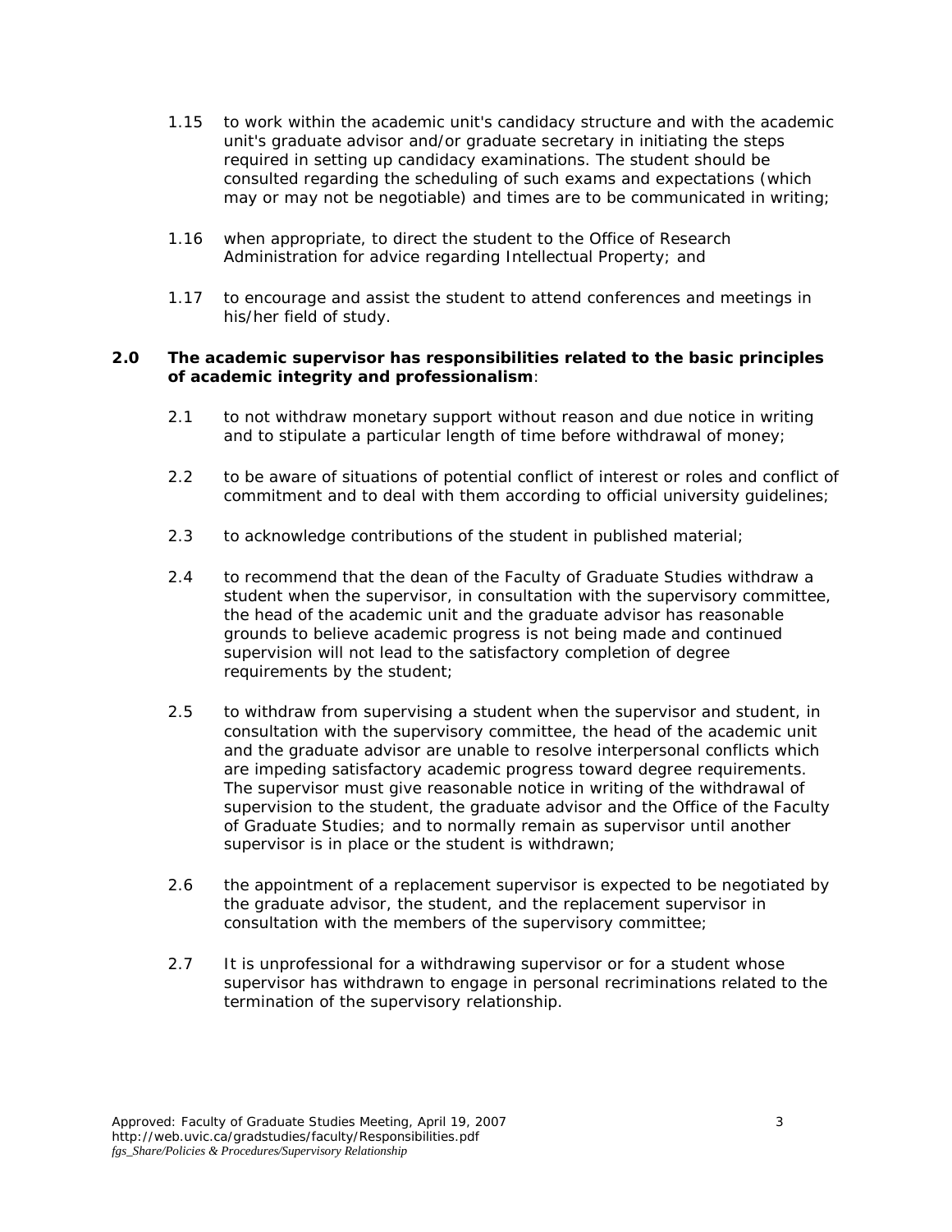1.15 to work within the academic unit's candidacy structure and with the academic unit's graduate advisor and/or graduate secretary in initiating the steps required in setting up candidacy examinations. The student should be consulted regarding the scheduling of such exams and expectations (which may or may not be negotiable) and times are to be communicated in writing;

1.16 when appropriate, to direct the student to the Office of Research Administration for advice regarding Intellectual Property; and

1.17 to encourage and assist the student to attend conferences and meetings in his/her field of study.

**2.0 The academic supervisor has responsibilities related to the basic principles of academic integrity and professionalism**:

2.1 to not withdraw monetary support without reason and due notice in writing and to stipulate a particular length of time before withdrawal of money;

2.2 to be aware of situations of potential conflict of interest or roles and conflict of commitment and to deal with them according to official university guidelines;

2.3 to acknowledge contributions of the student in published material;

2.4 to recommend that the dean of the Faculty of Graduate Studies withdraw a student when the supervisor, in consultation with the supervisory committee, the head of the academic unit and the graduate advisor has reasonable grounds to believe academic progress is not being made and continued supervision will not lead to the satisfactory completion of degree requirements by the student;

2.5 to withdraw from supervising a student when the supervisor and student, in consultation with the supervisory committee, the head of the academic unit and the graduate advisor are unable to resolve interpersonal conflicts which are impeding satisfactory academic progress toward degree requirements. The supervisor must give reasonable notice in writing of the withdrawal of supervision to the student, the graduate advisor and the Office of the Faculty of Graduate Studies; and to normally remain as supervisor until another supervisor is in place or the student is withdrawn;

2.6 the appointment of a replacement supervisor is expected to be negotiated by the graduate advisor, the student, and the replacement supervisor in consultation with the members of the supervisory committee;

2.7 It is unprofessional for a withdrawing supervisor or for a student whose supervisor has withdrawn to engage in personal recriminations related to the termination of the supervisory relationship.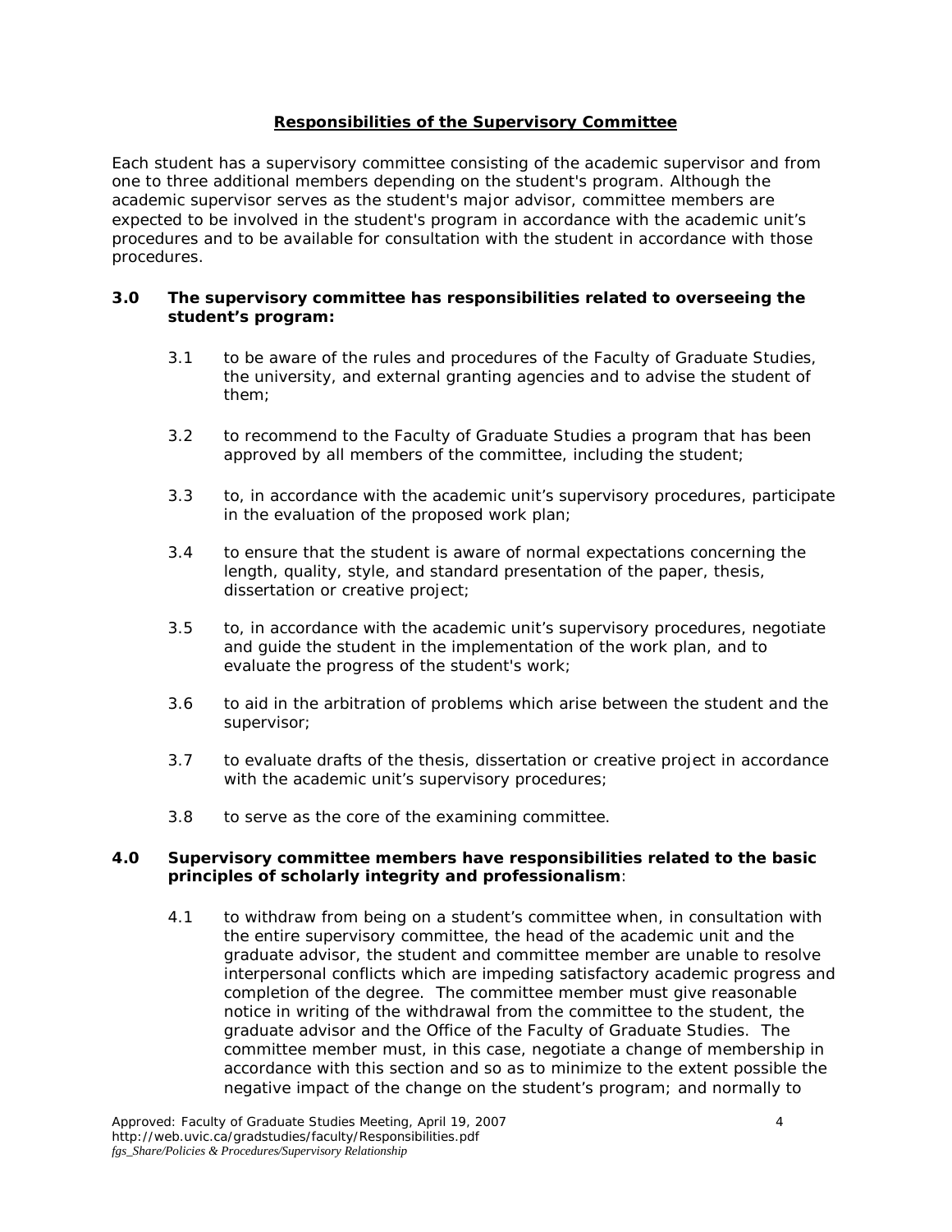## Responsibilities of the Supervisory Committee

Each student has a supervisory committee consisting of the academic supervisor and from one to three additional members depending on the student's program. Although the academic supervisor serves as the student's major advisor, committee members are expected to be involved in the student's program in accordance with the academic unit's procedures and to be available for consultation with the student in accordance with those procedures.

**3.0 The supervisory committee has responsibilities related to overseeing the student's program:**

3.1 to be aware of the rules and procedures of the Faculty of Graduate Studies, the university, and external granting agencies and to advise the student of them;

3.2 to recommend to the Faculty of Graduate Studies a program that has been approved by all members of the committee, including the student;

3.3 to, in accordance with the academic unit's supervisory procedures, participate in the evaluation of the proposed work plan;

3.4 to ensure that the student is aware of normal expectations concerning the length, quality, style, and standard presentation of the paper, thesis, dissertation or creative project;

3.5 to, in accordance with the academic unit's supervisory procedures, negotiate and guide the student in the implementation of the work plan, and to evaluate the progress of the student's work;

3.6 to aid in the arbitration of problems which arise between the student and the supervisor;

3.7 to evaluate drafts of the thesis, dissertation or creative project in accordance with the academic unit's supervisory procedures;

3.8 to serve as the core of the examining committee.

**4.0 Supervisory committee members have responsibilities related to the basic principles of scholarly integrity and professionalism**:

4.1 to withdraw from being on a student's committee when, in consultation with the entire supervisory committee, the head of the academic unit and the graduate advisor, the student and committee member are unable to resolve interpersonal conflicts which are impeding satisfactory academic progress and completion of the degree. The committee member must give reasonable notice in writing of the withdrawal from the committee to the student, the graduate advisor and the Office of the Faculty of Graduate Studies. The committee member must, in this case, negotiate a change of membership in accordance with this section and so as to minimize to the extent possible the negative impact of the change on the student's program; and normally to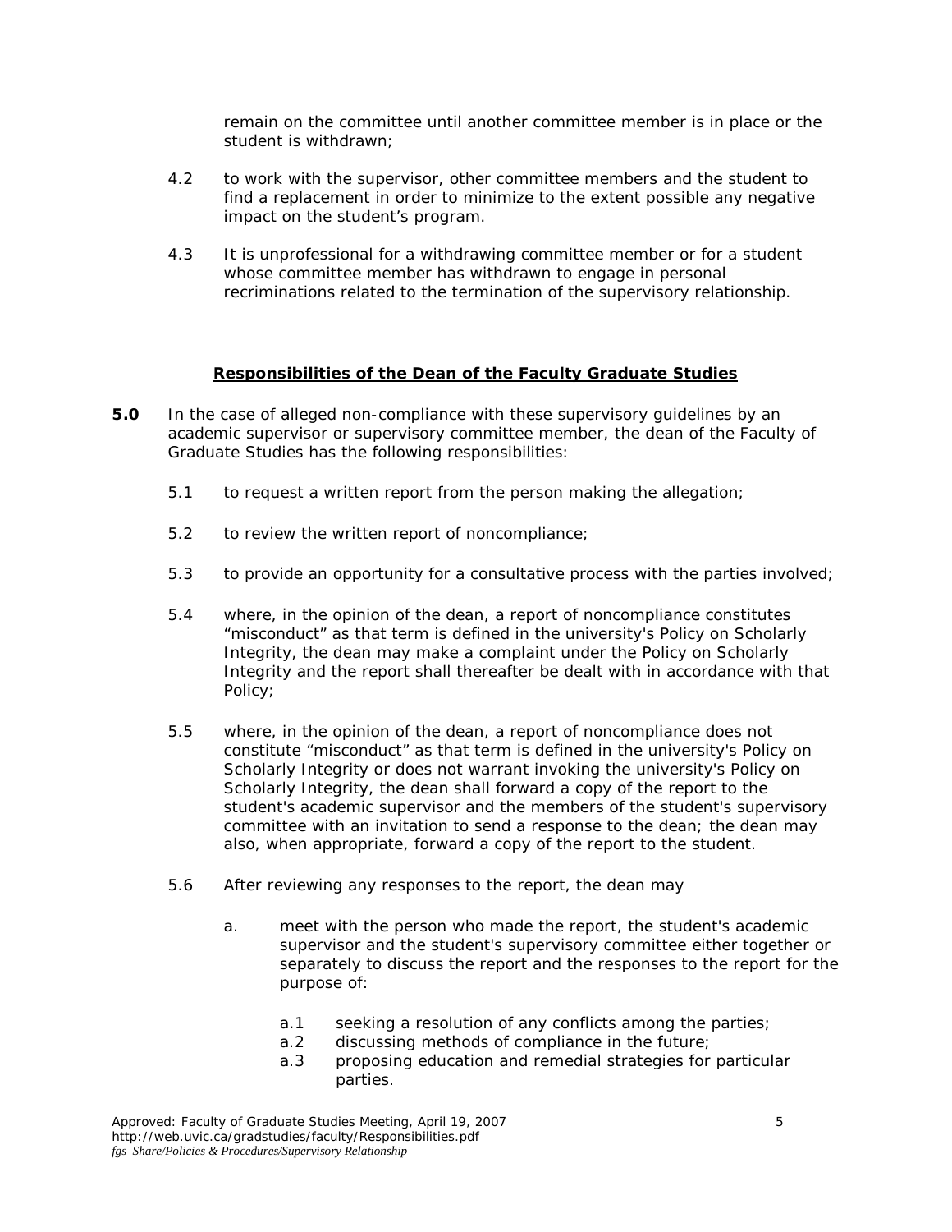remain on the committee until another committee member is in place or the student is withdrawn;

4.2 to work with the supervisor, other committee members and the student to find a replacement in order to minimize to the extent possible any negative impact on the student's program.

4.3 It is unprofessional for a withdrawing committee member or for a student whose committee member has withdrawn to engage in personal recriminations related to the termination of the supervisory relationship.

## **Responsibilities of the Dean of the Faculty Graduate Studies**

**5.0** In the case of alleged non-compliance with these supervisory guidelines by an academic supervisor or supervisory committee member, the dean of the Faculty of Graduate Studies has the following responsibilities:

5.1 to request a written report from the person making the allegation;

5.2 to review the written report of noncompliance;

5.3 to provide an opportunity for a consultative process with the parties involved;

5.4 where, in the opinion of the dean, a report of noncompliance constitutes "misconduct" as that term is defined in the university's Policy on Scholarly Integrity, the dean may make a complaint under the Policy on Scholarly Integrity and the report shall thereafter be dealt with in accordance with that Policy;

5.5 where, in the opinion of the dean, a report of noncompliance does not constitute "misconduct" as that term is defined in the university's Policy on Scholarly Integrity or does not warrant invoking the university's Policy on Scholarly Integrity, the dean shall forward a copy of the report to the student's academic supervisor and the members of the student's supervisory committee with an invitation to send a response to the dean; the dean may also, when appropriate, forward a copy of the report to the student.

5.6 After reviewing any responses to the report, the dean may

a. meet with the person who made the report, the student's academic supervisor and the student's supervisory committee either together or separately to discuss the report and the responses to the report for the purpose of:

a.1 seeking a resolution of any conflicts among the parties;
a.2 discussing methods of compliance in the future;
a.3 proposing education and remedial strategies for particular parties.

Approved: Faculty of Graduate Studies Meeting, April 19, 2007
http://web.uvic.ca/gradstudies/faculty/Responsibilities.pdf
*fgs_Share/Policies & Procedures/Supervisory Relationship*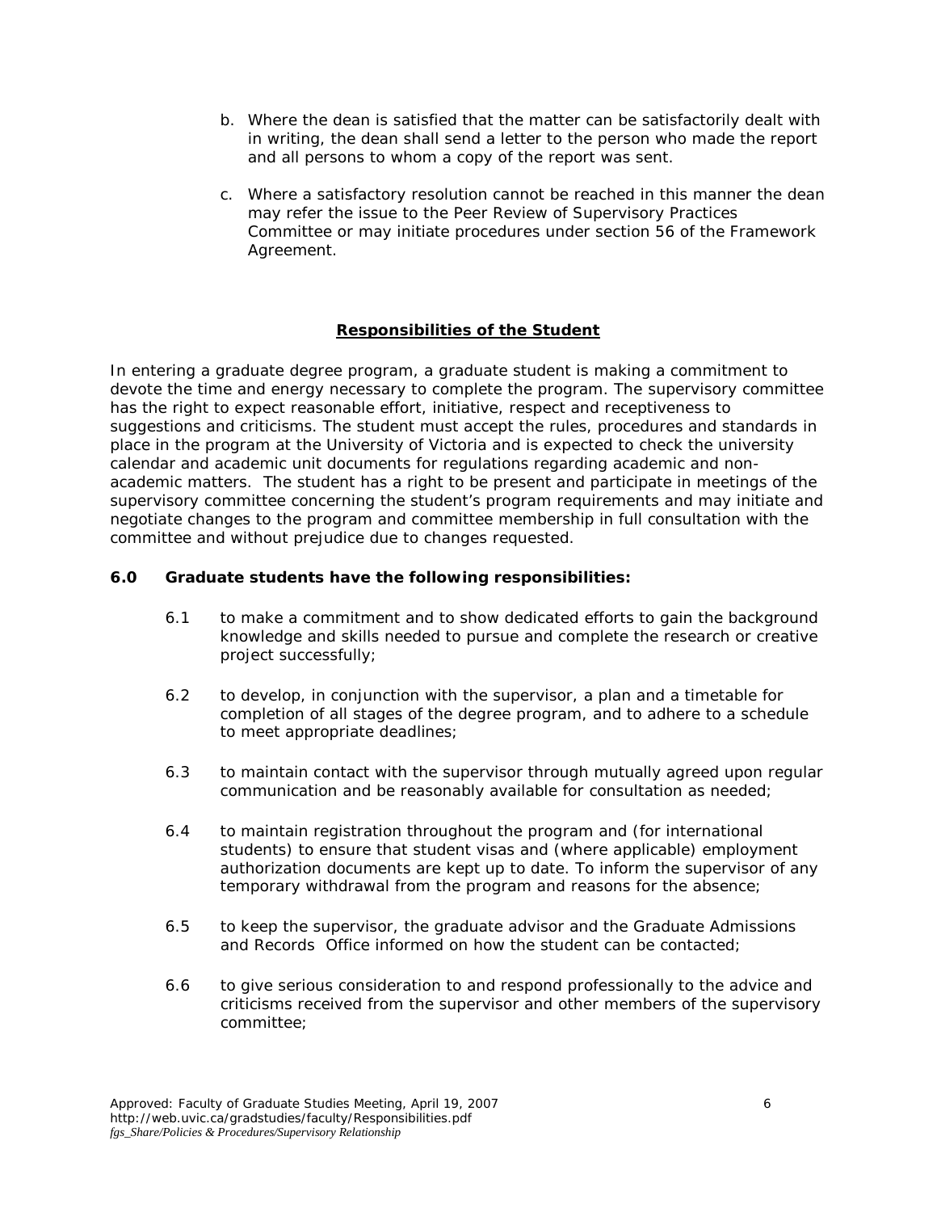b. Where the dean is satisfied that the matter can be satisfactorily dealt with in writing, the dean shall send a letter to the person who made the report and all persons to whom a copy of the report was sent.

c. Where a satisfactory resolution cannot be reached in this manner the dean may refer the issue to the Peer Review of Supervisory Practices Committee or may initiate procedures under section 56 of the Framework Agreement.

## Responsibilities of the Student

In entering a graduate degree program, a graduate student is making a commitment to devote the time and energy necessary to complete the program. The supervisory committee has the right to expect reasonable effort, initiative, respect and receptiveness to suggestions and criticisms. The student must accept the rules, procedures and standards in place in the program at the University of Victoria and is expected to check the university calendar and academic unit documents for regulations regarding academic and non-academic matters. The student has a right to be present and participate in meetings of the supervisory committee concerning the student's program requirements and may initiate and negotiate changes to the program and committee membership in full consultation with the committee and without prejudice due to changes requested.

**6.0 Graduate students have the following responsibilities:**

6.1 to make a commitment and to show dedicated efforts to gain the background knowledge and skills needed to pursue and complete the research or creative project successfully;

6.2 to develop, in conjunction with the supervisor, a plan and a timetable for completion of all stages of the degree program, and to adhere to a schedule to meet appropriate deadlines;

6.3 to maintain contact with the supervisor through mutually agreed upon regular communication and be reasonably available for consultation as needed;

6.4 to maintain registration throughout the program and (for international students) to ensure that student visas and (where applicable) employment authorization documents are kept up to date. To inform the supervisor of any temporary withdrawal from the program and reasons for the absence;

6.5 to keep the supervisor, the graduate advisor and the Graduate Admissions and Records Office informed on how the student can be contacted;

6.6 to give serious consideration to and respond professionally to the advice and criticisms received from the supervisor and other members of the supervisory committee;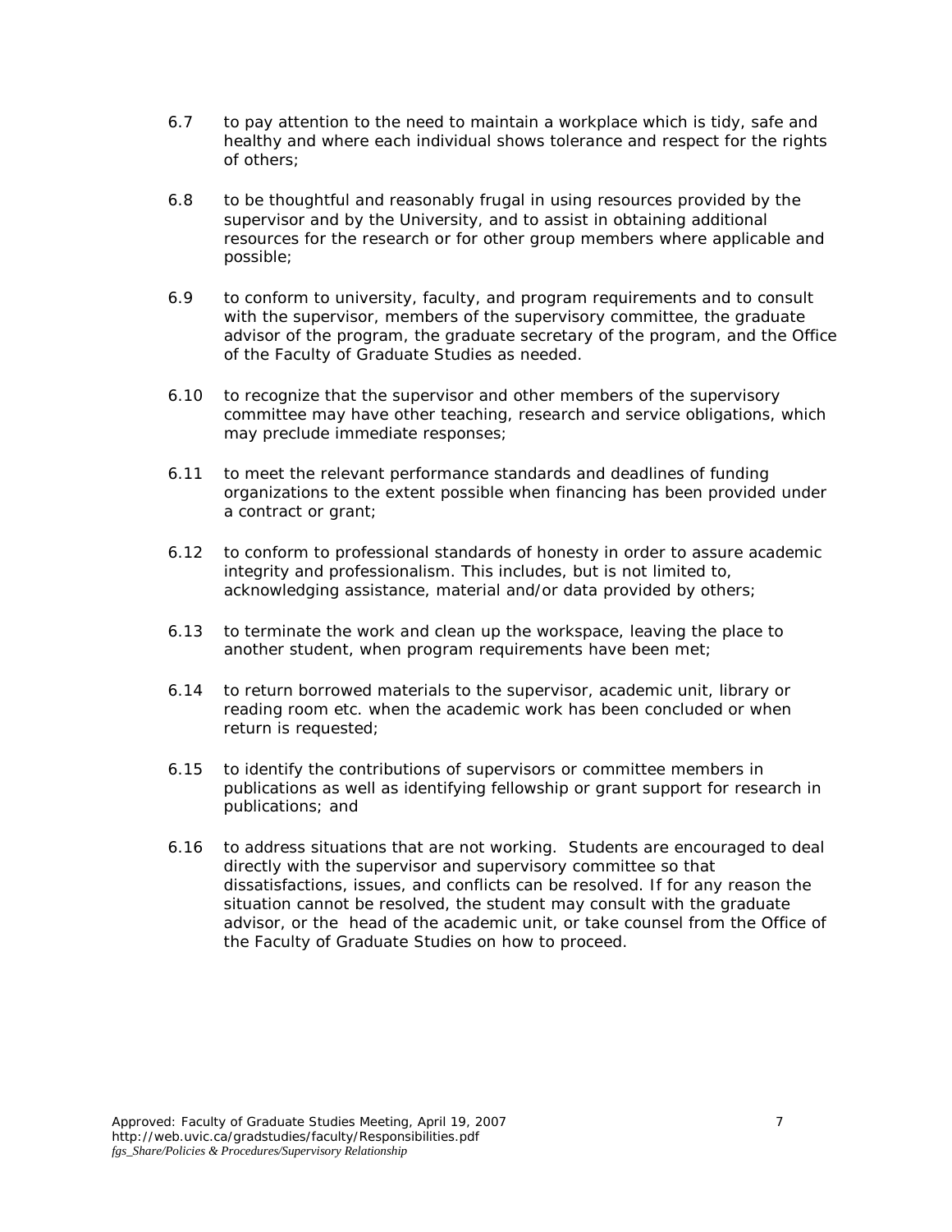6.7 to pay attention to the need to maintain a workplace which is tidy, safe and healthy and where each individual shows tolerance and respect for the rights of others;

6.8 to be thoughtful and reasonably frugal in using resources provided by the supervisor and by the University, and to assist in obtaining additional resources for the research or for other group members where applicable and possible;

6.9 to conform to university, faculty, and program requirements and to consult with the supervisor, members of the supervisory committee, the graduate advisor of the program, the graduate secretary of the program, and the Office of the Faculty of Graduate Studies as needed.

6.10 to recognize that the supervisor and other members of the supervisory committee may have other teaching, research and service obligations, which may preclude immediate responses;

6.11 to meet the relevant performance standards and deadlines of funding organizations to the extent possible when financing has been provided under a contract or grant;

6.12 to conform to professional standards of honesty in order to assure academic integrity and professionalism. This includes, but is not limited to, acknowledging assistance, material and/or data provided by others;

6.13 to terminate the work and clean up the workspace, leaving the place to another student, when program requirements have been met;

6.14 to return borrowed materials to the supervisor, academic unit, library or reading room etc. when the academic work has been concluded or when return is requested;

6.15 to identify the contributions of supervisors or committee members in publications as well as identifying fellowship or grant support for research in publications; and

6.16 to address situations that are not working. Students are encouraged to deal directly with the supervisor and supervisory committee so that dissatisfactions, issues, and conflicts can be resolved. If for any reason the situation cannot be resolved, the student may consult with the graduate advisor, or the head of the academic unit, or take counsel from the Office of the Faculty of Graduate Studies on how to proceed.